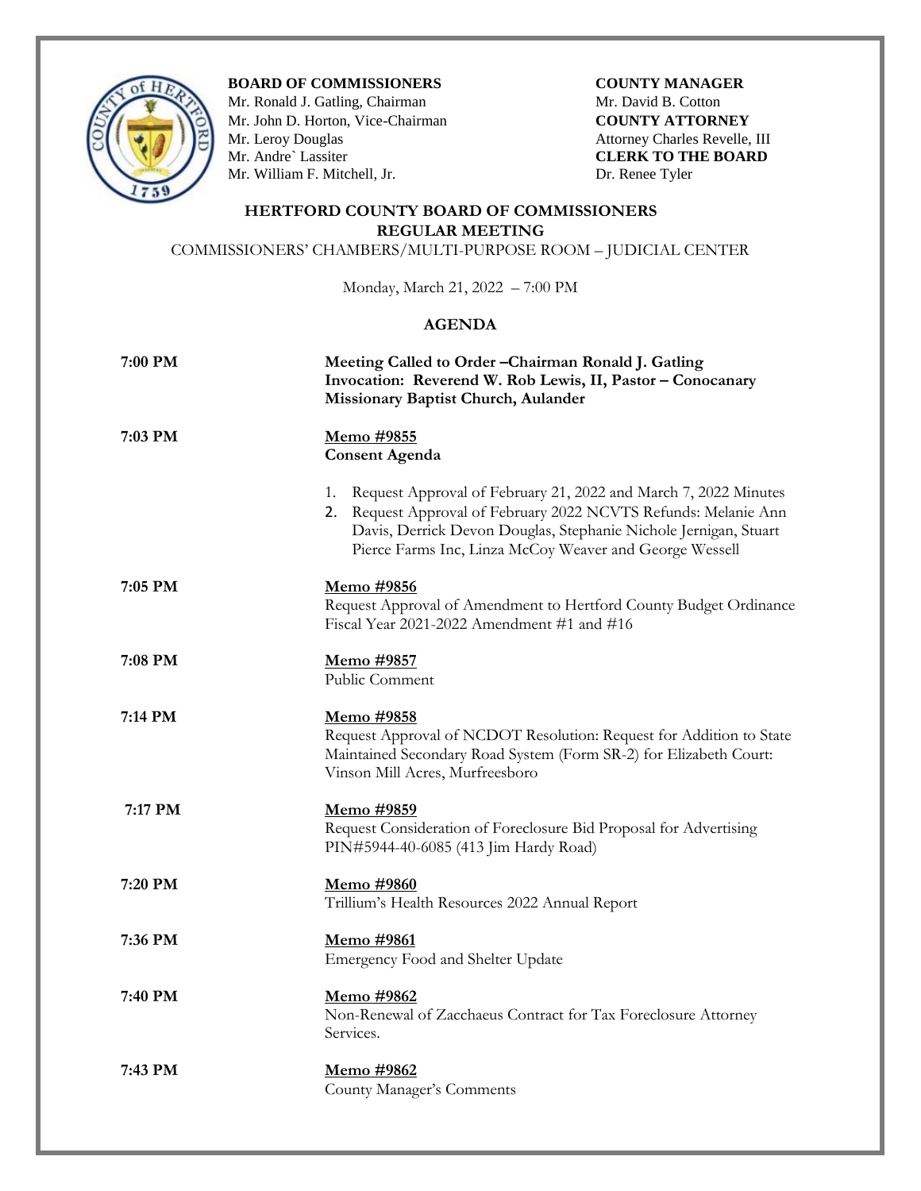**BOARD OF COMMISSIONERS**
Mr. Ronald J. Gatling, Chairman
Mr. John D. Horton, Vice-Chairman
Mr. Leroy Douglas
Mr. Andre` Lassiter
Mr. William F. Mitchell, Jr.

**COUNTY MANAGER**
Mr. David B. Cotton
**COUNTY ATTORNEY**
Attorney Charles Revelle, III
**CLERK TO THE BOARD**
Dr. Renee Tyler

# HERTFORD COUNTY BOARD OF COMMISSIONERS
## REGULAR MEETING

COMMISSIONERS' CHAMBERS/MULTI-PURPOSE ROOM – JUDICIAL CENTER

Monday, March 21, 2022 – 7:00 PM

## AGENDA

**7:00 PM** — **Meeting Called to Order –Chairman Ronald J. Gatling**
**Invocation: Reverend W. Rob Lewis, II, Pastor – Conocanary Missionary Baptist Church, Aulander**

**7:03 PM** — **Memo #9855**
**Consent Agenda**

1. Request Approval of February 21, 2022 and March 7, 2022 Minutes
2. Request Approval of February 2022 NCVTS Refunds: Melanie Ann Davis, Derrick Devon Douglas, Stephanie Nichole Jernigan, Stuart Pierce Farms Inc, Linza McCoy Weaver and George Wessell

**7:05 PM** — **Memo #9856**
Request Approval of Amendment to Hertford County Budget Ordinance Fiscal Year 2021-2022 Amendment #1 and #16

**7:08 PM** — **Memo #9857**
Public Comment

**7:14 PM** — **Memo #9858**
Request Approval of NCDOT Resolution: Request for Addition to State Maintained Secondary Road System (Form SR-2) for Elizabeth Court: Vinson Mill Acres, Murfreesboro

**7:17 PM** — **Memo #9859**
Request Consideration of Foreclosure Bid Proposal for Advertising PIN#5944-40-6085 (413 Jim Hardy Road)

**7:20 PM** — **Memo #9860**
Trillium's Health Resources 2022 Annual Report

**7:36 PM** — **Memo #9861**
Emergency Food and Shelter Update

**7:40 PM** — **Memo #9862**
Non-Renewal of Zacchaeus Contract for Tax Foreclosure Attorney Services.

**7:43 PM** — **Memo #9862**
County Manager's Comments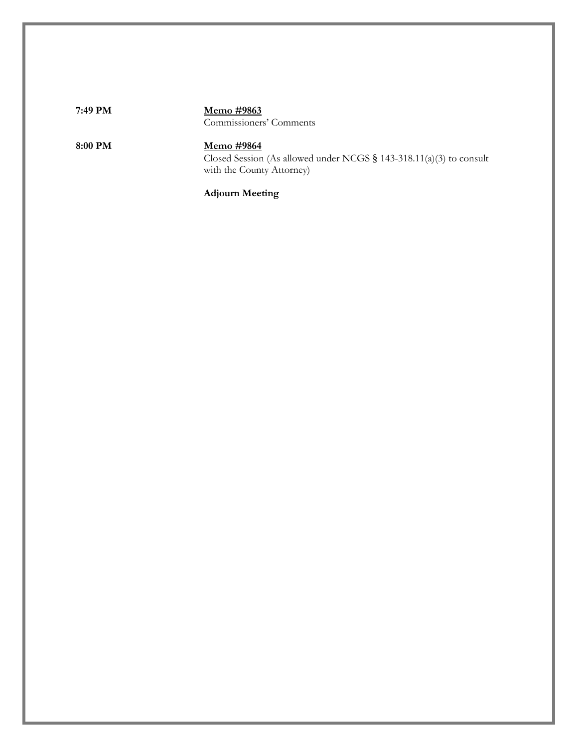| | |
|---|---|
| **7:49 PM** | <u>**Memo #9863**</u><br>Commissioners' Comments |
| **8:00 PM** | <u>**Memo #9864**</u><br>Closed Session (As allowed under NCGS § 143-318.11(a)(3) to consult with the County Attorney) |
| | **Adjourn Meeting** |